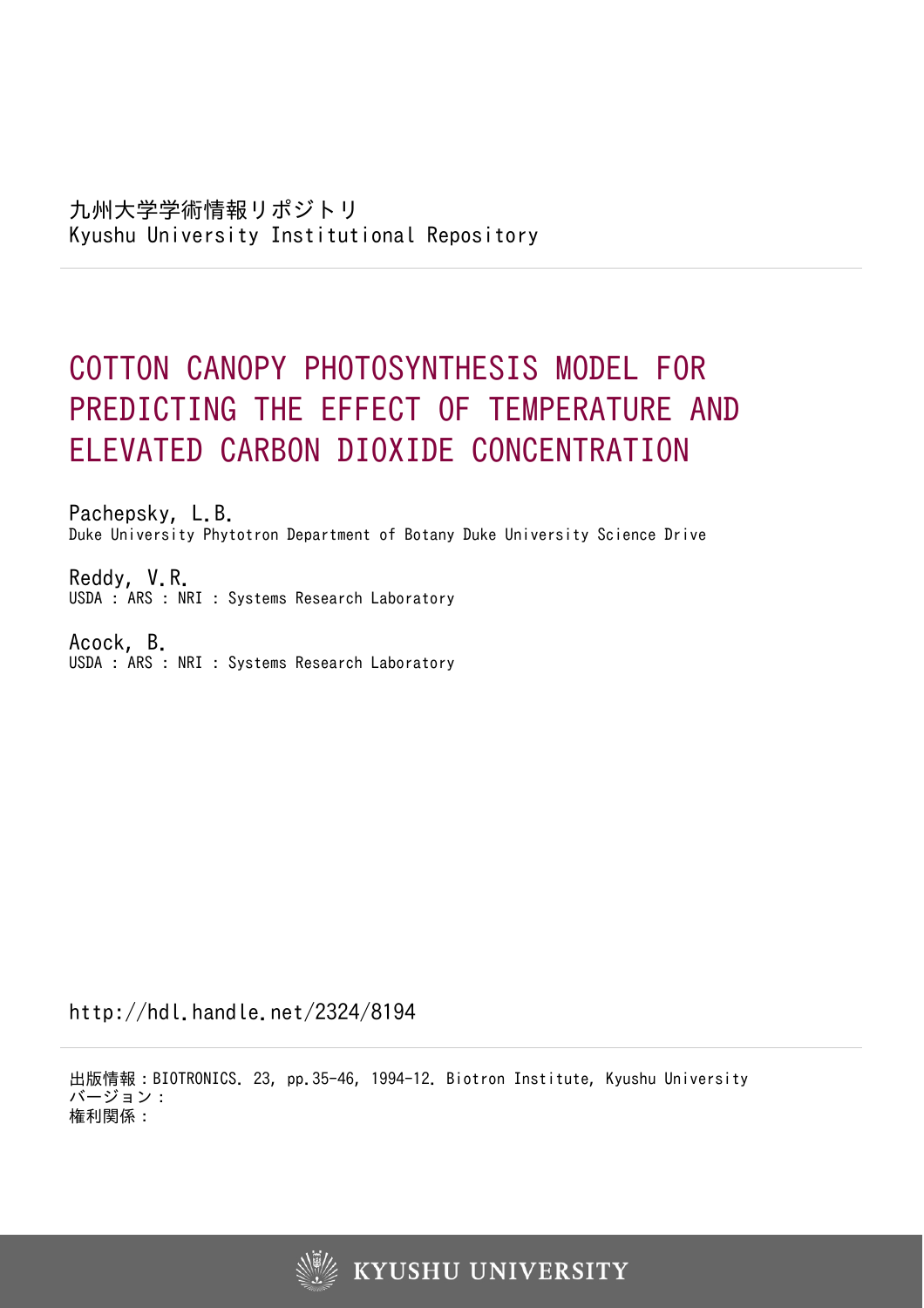九州大学学術情報リポジトリ
Kyushu University Institutional Repository

# COTTON CANOPY PHOTOSYNTHESIS MODEL FOR PREDICTING THE EFFECT OF TEMPERATURE AND ELEVATED CARBON DIOXIDE CONCENTRATION

Pachepsky, L.B.
Duke University Phytotron Department of Botany Duke University Science Drive

Reddy, V.R.
USDA : ARS : NRI : Systems Research Laboratory

Acock, B.
USDA : ARS : NRI : Systems Research Laboratory

http://hdl.handle.net/2324/8194

出版情報：BIOTRONICS. 23, pp.35-46, 1994-12. Biotron Institute, Kyushu University
バージョン：
権利関係：

KYUSHU UNIVERSITY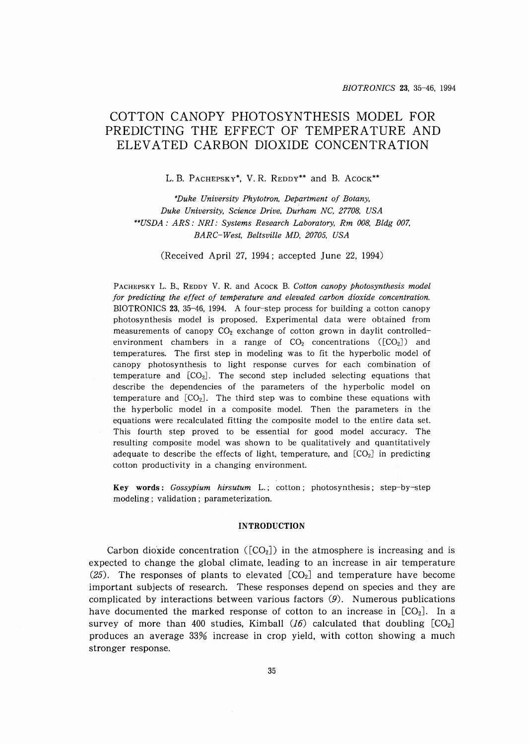# COTTON CANOPY PHOTOSYNTHESIS MODEL FOR PREDICTING THE EFFECT OF TEMPERATURE AND ELEVATED CARBON DIOXIDE CONCENTRATION

L. B. PACHEPSKY*, V. R. REDDY** and B. ACOCK**

*Duke University Phytotron, Department of Botany, Duke University, Science Drive, Durham NC, 27708, USA*
***USDA : ARS : NRI : Systems Research Laboratory, Rm 008, Bldg 007, BARC-West, Beltsville MD, 20705, USA*

(Received April 27, 1994; accepted June 22, 1994)

PACHEPSKY L. B., REDDY V. R. and ACOCK B. *Cotton canopy photosynthesis model for predicting the effect of temperature and elevated carbon dioxide concentration.* BIOTRONICS **23**, 35-46, 1994. A four-step process for building a cotton canopy photosynthesis model is proposed. Experimental data were obtained from measurements of canopy $CO_2$ exchange of cotton grown in daylit controlled-environment chambers in a range of $CO_2$ concentrations ($[CO_2]$) and temperatures. The first step in modeling was to fit the hyperbolic model of canopy photosynthesis to light response curves for each combination of temperature and $[CO_2]$. The second step included selecting equations that describe the dependencies of the parameters of the hyperbolic model on temperature and $[CO_2]$. The third step was to combine these equations with the hyperbolic model in a composite model. Then the parameters in the equations were recalculated fitting the composite model to the entire data set. This fourth step proved to be essential for good model accuracy. The resulting composite model was shown to be qualitatively and quantitatively adequate to describe the effects of light, temperature, and $[CO_2]$ in predicting cotton productivity in a changing environment.

**Key words:** *Gossypium hirsutum* L.; cotton; photosynthesis; step-by-step modeling; validation; parameterization.

## INTRODUCTION

Carbon dioxide concentration ($[CO_2]$) in the atmosphere is increasing and is expected to change the global climate, leading to an increase in air temperature (*25*). The responses of plants to elevated $[CO_2]$ and temperature have become important subjects of research. These responses depend on species and they are complicated by interactions between various factors (*9*). Numerous publications have documented the marked response of cotton to an increase in $[CO_2]$. In a survey of more than 400 studies, Kimball (*16*) calculated that doubling $[CO_2]$ produces an average 33% increase in crop yield, with cotton showing a much stronger response.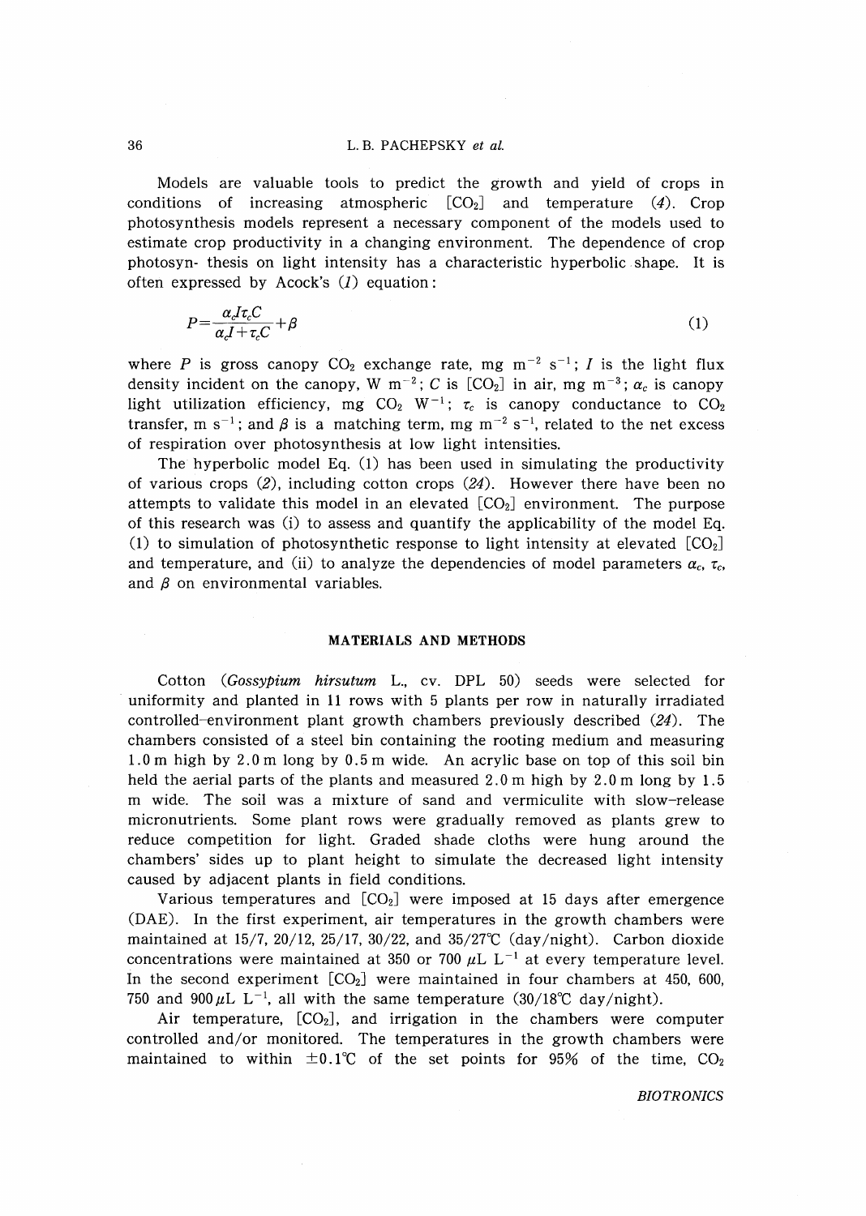Models are valuable tools to predict the growth and yield of crops in conditions of increasing atmospheric [$CO_2$] and temperature (*4*). Crop photosynthesis models represent a necessary component of the models used to estimate crop productivity in a changing environment. The dependence of crop photosyn- thesis on light intensity has a characteristic hyperbolic shape. It is often expressed by Acock's (*1*) equation:

$$P = \frac{\alpha_c I \tau_c C}{\alpha_c I + \tau_c C} + \beta \tag{1}$$

where $P$ is gross canopy $CO_2$ exchange rate, mg m$^{-2}$ s$^{-1}$; $I$ is the light flux density incident on the canopy, W m$^{-2}$; $C$ is [$CO_2$] in air, mg m$^{-3}$; $\alpha_c$ is canopy light utilization efficiency, mg $CO_2$ W$^{-1}$; $\tau_c$ is canopy conductance to $CO_2$ transfer, m s$^{-1}$; and $\beta$ is a matching term, mg m$^{-2}$ s$^{-1}$, related to the net excess of respiration over photosynthesis at low light intensities.

The hyperbolic model Eq. (1) has been used in simulating the productivity of various crops (*2*), including cotton crops (*24*). However there have been no attempts to validate this model in an elevated [$CO_2$] environment. The purpose of this research was (i) to assess and quantify the applicability of the model Eq. (1) to simulation of photosynthetic response to light intensity at elevated [$CO_2$] and temperature, and (ii) to analyze the dependencies of model parameters $\alpha_c$, $\tau_c$, and $\beta$ on environmental variables.

## MATERIALS AND METHODS

Cotton (*Gossypium hirsutum* L., cv. DPL 50) seeds were selected for uniformity and planted in 11 rows with 5 plants per row in naturally irradiated controlled-environment plant growth chambers previously described (*24*). The chambers consisted of a steel bin containing the rooting medium and measuring 1.0 m high by 2.0 m long by 0.5 m wide. An acrylic base on top of this soil bin held the aerial parts of the plants and measured 2.0 m high by 2.0 m long by 1.5 m wide. The soil was a mixture of sand and vermiculite with slow-release micronutrients. Some plant rows were gradually removed as plants grew to reduce competition for light. Graded shade cloths were hung around the chambers' sides up to plant height to simulate the decreased light intensity caused by adjacent plants in field conditions.

Various temperatures and [$CO_2$] were imposed at 15 days after emergence (DAE). In the first experiment, air temperatures in the growth chambers were maintained at 15/7, 20/12, 25/17, 30/22, and 35/27℃ (day/night). Carbon dioxide concentrations were maintained at 350 or 700 $\mu$L L$^{-1}$ at every temperature level. In the second experiment [$CO_2$] were maintained in four chambers at 450, 600, 750 and 900 $\mu$L L$^{-1}$, all with the same temperature (30/18℃ day/night).

Air temperature, [$CO_2$], and irrigation in the chambers were computer controlled and/or monitored. The temperatures in the growth chambers were maintained to within ±0.1℃ of the set points for 95% of the time, $CO_2$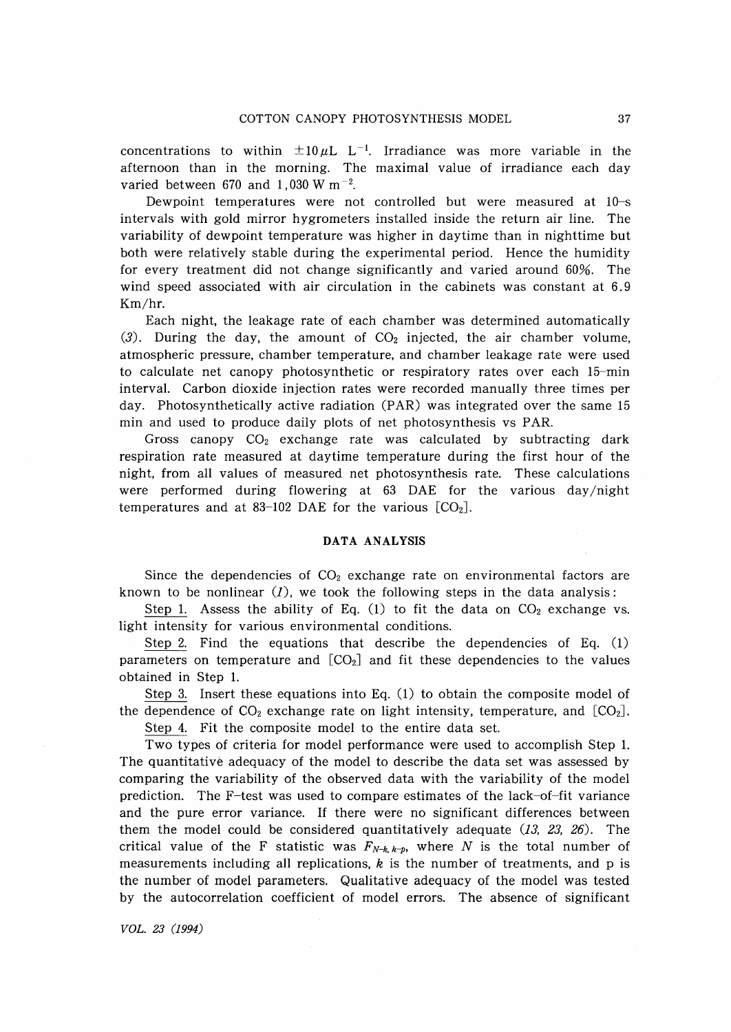concentrations to within $\pm 10\,\mu L\ L^{-1}$. Irradiance was more variable in the afternoon than in the morning. The maximal value of irradiance each day varied between 670 and 1,030 W $m^{-2}$.

Dewpoint temperatures were not controlled but were measured at 10-s intervals with gold mirror hygrometers installed inside the return air line. The variability of dewpoint temperature was higher in daytime than in nighttime but both were relatively stable during the experimental period. Hence the humidity for every treatment did not change significantly and varied around 60%. The wind speed associated with air circulation in the cabinets was constant at 6.9 Km/hr.

Each night, the leakage rate of each chamber was determined automatically (*3*). During the day, the amount of $CO_2$ injected, the air chamber volume, atmospheric pressure, chamber temperature, and chamber leakage rate were used to calculate net canopy photosynthetic or respiratory rates over each 15-min interval. Carbon dioxide injection rates were recorded manually three times per day. Photosynthetically active radiation (PAR) was integrated over the same 15 min and used to produce daily plots of net photosynthesis vs PAR.

Gross canopy $CO_2$ exchange rate was calculated by subtracting dark respiration rate measured at daytime temperature during the first hour of the night, from all values of measured net photosynthesis rate. These calculations were performed during flowering at 63 DAE for the various day/night temperatures and at 83-102 DAE for the various $[CO_2]$.

## DATA ANALYSIS

Since the dependencies of $CO_2$ exchange rate on environmental factors are known to be nonlinear (*1*), we took the following steps in the data analysis:

Step 1. Assess the ability of Eq. (1) to fit the data on $CO_2$ exchange vs. light intensity for various environmental conditions.

Step 2. Find the equations that describe the dependencies of Eq. (1) parameters on temperature and $[CO_2]$ and fit these dependencies to the values obtained in Step 1.

Step 3. Insert these equations into Eq. (1) to obtain the composite model of the dependence of $CO_2$ exchange rate on light intensity, temperature, and $[CO_2]$.

Step 4. Fit the composite model to the entire data set.

Two types of criteria for model performance were used to accomplish Step 1. The quantitative adequacy of the model to describe the data set was assessed by comparing the variability of the observed data with the variability of the model prediction. The F-test was used to compare estimates of the lack-of-fit variance and the pure error variance. If there were no significant differences between them the model could be considered quantitatively adequate (*13, 23, 26*). The critical value of the F statistic was $F_{N-k,\,k-p}$, where $N$ is the total number of measurements including all replications, $k$ is the number of treatments, and p is the number of model parameters. Qualitative adequacy of the model was tested by the autocorrelation coefficient of model errors. The absence of significant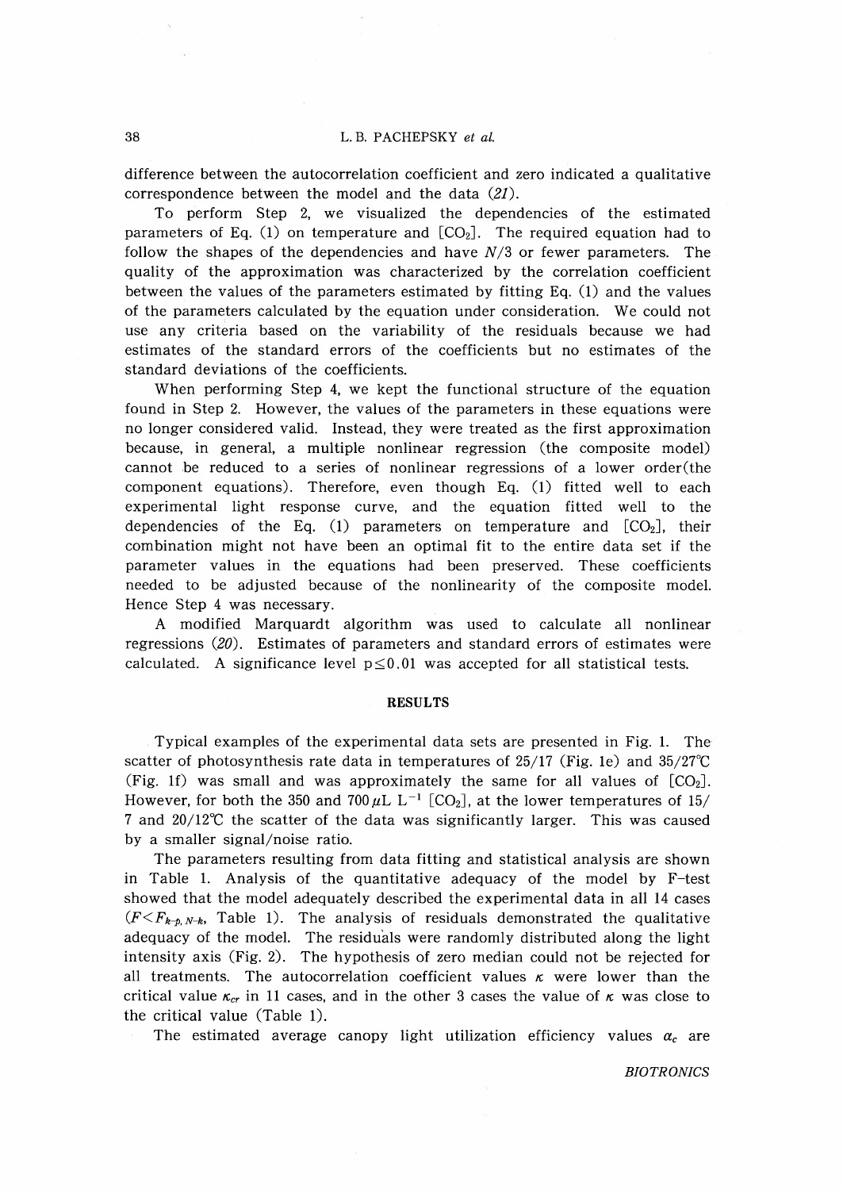difference between the autocorrelation coefficient and zero indicated a qualitative correspondence between the model and the data (*21*).

To perform Step 2, we visualized the dependencies of the estimated parameters of Eq. (1) on temperature and $[CO_2]$. The required equation had to follow the shapes of the dependencies and have $N/3$ or fewer parameters. The quality of the approximation was characterized by the correlation coefficient between the values of the parameters estimated by fitting Eq. (1) and the values of the parameters calculated by the equation under consideration. We could not use any criteria based on the variability of the residuals because we had estimates of the standard errors of the coefficients but no estimates of the standard deviations of the coefficients.

When performing Step 4, we kept the functional structure of the equation found in Step 2. However, the values of the parameters in these equations were no longer considered valid. Instead, they were treated as the first approximation because, in general, a multiple nonlinear regression (the composite model) cannot be reduced to a series of nonlinear regressions of a lower order(the component equations). Therefore, even though Eq. (1) fitted well to each experimental light response curve, and the equation fitted well to the dependencies of the Eq. (1) parameters on temperature and $[CO_2]$, their combination might not have been an optimal fit to the entire data set if the parameter values in the equations had been preserved. These coefficients needed to be adjusted because of the nonlinearity of the composite model. Hence Step 4 was necessary.

A modified Marquardt algorithm was used to calculate all nonlinear regressions (*20*). Estimates of parameters and standard errors of estimates were calculated. A significance level $p \leq 0.01$ was accepted for all statistical tests.

## RESULTS

Typical examples of the experimental data sets are presented in Fig. 1. The scatter of photosynthesis rate data in temperatures of 25/17 (Fig. 1e) and 35/27℃ (Fig. 1f) was small and was approximately the same for all values of $[CO_2]$. However, for both the 350 and 700 $\mu L\ L^{-1}$ $[CO_2]$, at the lower temperatures of 15/7 and 20/12℃ the scatter of the data was significantly larger. This was caused by a smaller signal/noise ratio.

The parameters resulting from data fitting and statistical analysis are shown in Table 1. Analysis of the quantitative adequacy of the model by F-test showed that the model adequately described the experimental data in all 14 cases ($F < F_{k-p, N-k}$, Table 1). The analysis of residuals demonstrated the qualitative adequacy of the model. The residuals were randomly distributed along the light intensity axis (Fig. 2). The hypothesis of zero median could not be rejected for all treatments. The autocorrelation coefficient values $\kappa$ were lower than the critical value $\kappa_{cr}$ in 11 cases, and in the other 3 cases the value of $\kappa$ was close to the critical value (Table 1).

The estimated average canopy light utilization efficiency values $\alpha_c$ are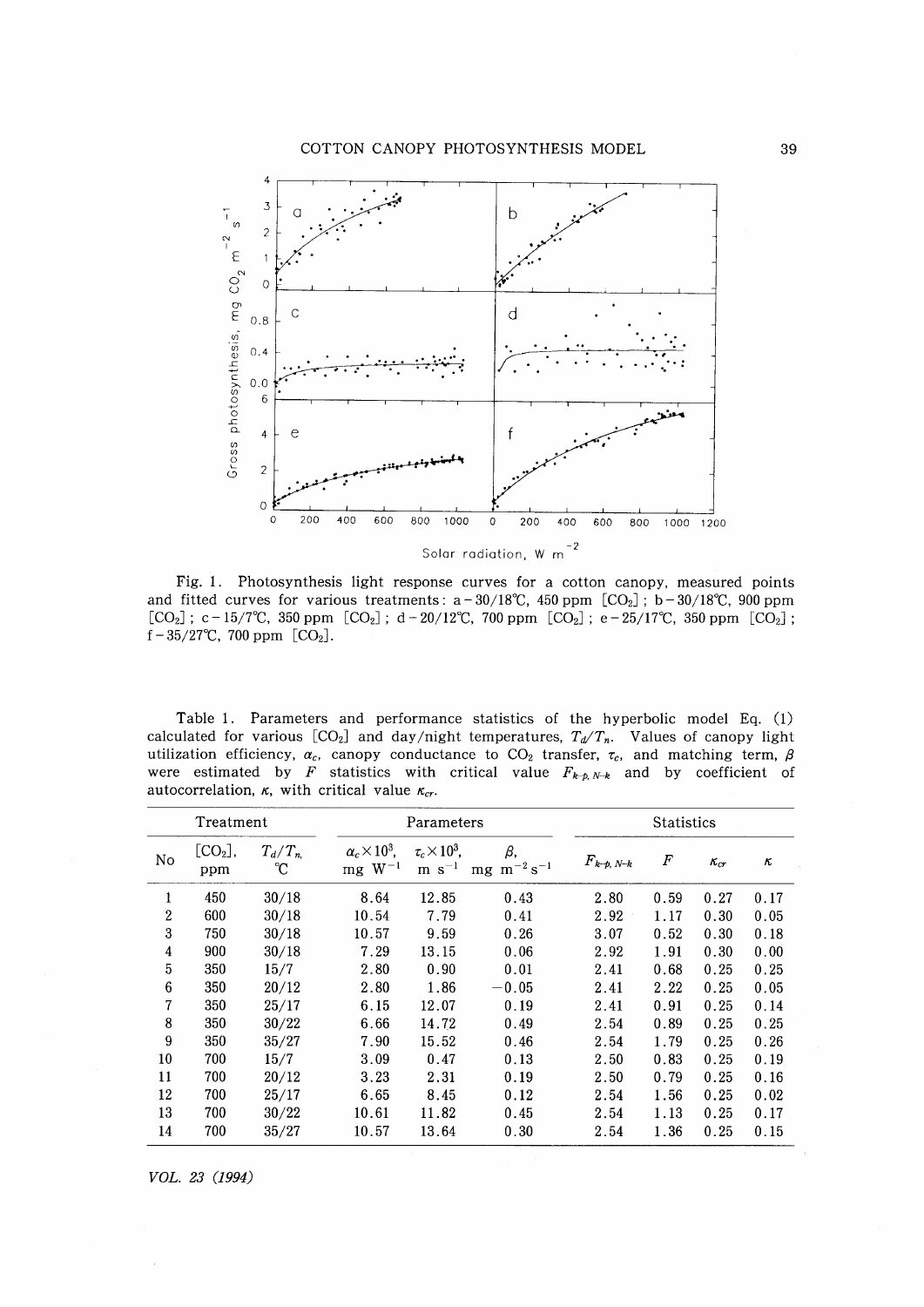Fig. 1. Photosynthesis light response curves for a cotton canopy, measured points and fitted curves for various treatments: a – 30/18℃, 450 ppm [$CO_2$]; b – 30/18℃, 900 ppm [$CO_2$]; c – 15/7℃, 350 ppm [$CO_2$]; d – 20/12℃, 700 ppm [$CO_2$]; e – 25/17℃, 350 ppm [$CO_2$]; f – 35/27℃, 700 ppm [$CO_2$].

Table 1. Parameters and performance statistics of the hyperbolic model Eq. (1) calculated for various [$CO_2$] and day/night temperatures, $T_d/T_n$. Values of canopy light utilization efficiency, $\alpha_c$, canopy conductance to $CO_2$ transfer, $\tau_c$, and matching term, $\beta$ were estimated by $F$ statistics with critical value $F_{k-p,N-k}$ and by coefficient of autocorrelation, $\kappa$, with critical value $\kappa_{cr}$.

| Treatment | | | Parameters | | | Statistics | | | |
|---|---|---|---|---|---|---|---|---|---|
| No | [$CO_2$], ppm | $T_d/T_n$, ℃ | $\alpha_c \times 10^3$, mg $W^{-1}$ | $\tau_c \times 10^3$, m $s^{-1}$ | $\beta$, mg $m^{-2}$ $s^{-1}$ | $F_{k-p,N-k}$ | $F$ | $\kappa_{cr}$ | $\kappa$ |
| 1 | 450 | 30/18 | 8.64 | 12.85 | 0.43 | 2.80 | 0.59 | 0.27 | 0.17 |
| 2 | 600 | 30/18 | 10.54 | 7.79 | 0.41 | 2.92 | 1.17 | 0.30 | 0.05 |
| 3 | 750 | 30/18 | 10.57 | 9.59 | 0.26 | 3.07 | 0.52 | 0.30 | 0.18 |
| 4 | 900 | 30/18 | 7.29 | 13.15 | 0.06 | 2.92 | 1.91 | 0.30 | 0.00 |
| 5 | 350 | 15/7 | 2.80 | 0.90 | 0.01 | 2.41 | 0.68 | 0.25 | 0.25 |
| 6 | 350 | 20/12 | 2.80 | 1.86 | −0.05 | 2.41 | 2.22 | 0.25 | 0.05 |
| 7 | 350 | 25/17 | 6.15 | 12.07 | 0.19 | 2.41 | 0.91 | 0.25 | 0.14 |
| 8 | 350 | 30/22 | 6.66 | 14.72 | 0.49 | 2.54 | 0.89 | 0.25 | 0.25 |
| 9 | 350 | 35/27 | 7.90 | 15.52 | 0.46 | 2.54 | 1.79 | 0.25 | 0.26 |
| 10 | 700 | 15/7 | 3.09 | 0.47 | 0.13 | 2.50 | 0.83 | 0.25 | 0.19 |
| 11 | 700 | 20/12 | 3.23 | 2.31 | 0.19 | 2.50 | 0.79 | 0.25 | 0.16 |
| 12 | 700 | 25/17 | 6.65 | 8.45 | 0.12 | 2.54 | 1.56 | 0.25 | 0.02 |
| 13 | 700 | 30/22 | 10.61 | 11.82 | 0.45 | 2.54 | 1.13 | 0.25 | 0.17 |
| 14 | 700 | 35/27 | 10.57 | 13.64 | 0.30 | 2.54 | 1.36 | 0.25 | 0.15 |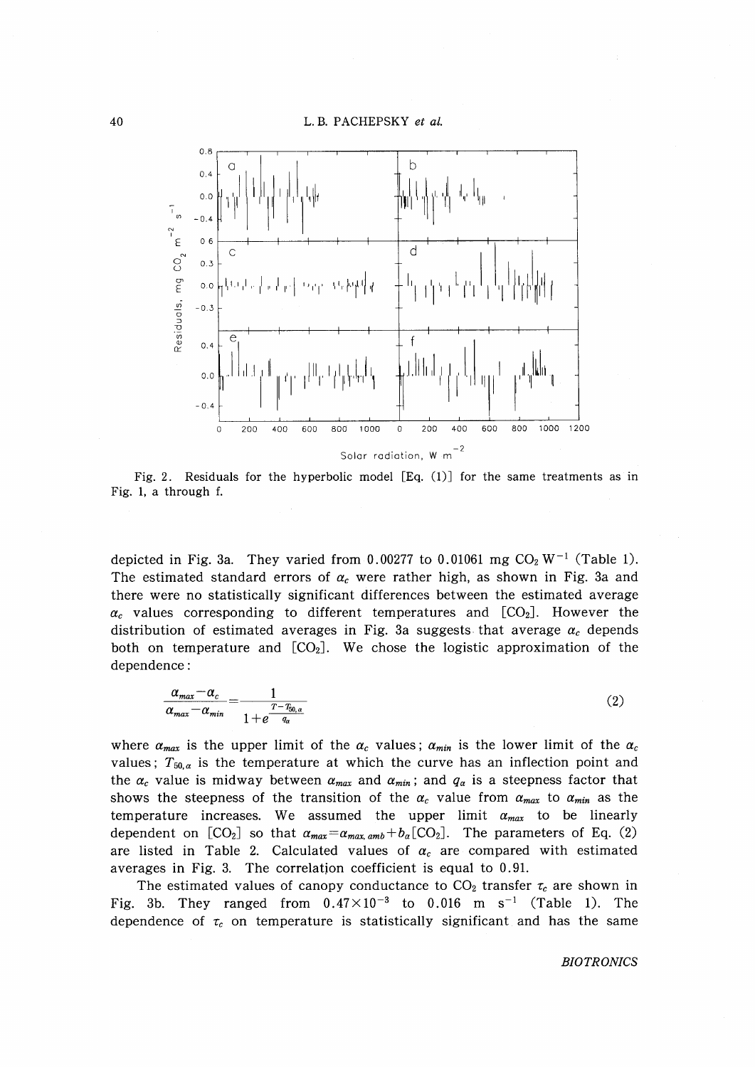Fig. 2. Residuals for the hyperbolic model [Eq. (1)] for the same treatments as in Fig. 1, a through f.

depicted in Fig. 3a. They varied from 0.00277 to 0.01061 mg $CO_2$ $W^{-1}$ (Table 1). The estimated standard errors of $\alpha_c$ were rather high, as shown in Fig. 3a and there were no statistically significant differences between the estimated average $\alpha_c$ values corresponding to different temperatures and [$CO_2$]. However the distribution of estimated averages in Fig. 3a suggests that average $\alpha_c$ depends both on temperature and [$CO_2$]. We chose the logistic approximation of the dependence:

$$\frac{\alpha_{max}-\alpha_c}{\alpha_{max}-\alpha_{min}}=\frac{1}{1+e^{\frac{T-T_{50,\alpha}}{q_\alpha}}} \tag{2}$$

where $\alpha_{max}$ is the upper limit of the $\alpha_c$ values; $\alpha_{min}$ is the lower limit of the $\alpha_c$ values; $T_{50,\alpha}$ is the temperature at which the curve has an inflection point and the $\alpha_c$ value is midway between $\alpha_{max}$ and $\alpha_{min}$; and $q_\alpha$ is a steepness factor that shows the steepness of the transition of the $\alpha_c$ value from $\alpha_{max}$ to $\alpha_{min}$ as the temperature increases. We assumed the upper limit $\alpha_{max}$ to be linearly dependent on [$CO_2$] so that $\alpha_{max}=\alpha_{max,amb}+b_a[CO_2]$. The parameters of Eq. (2) are listed in Table 2. Calculated values of $\alpha_c$ are compared with estimated averages in Fig. 3. The correlation coefficient is equal to 0.91.

The estimated values of canopy conductance to $CO_2$ transfer $\tau_c$ are shown in Fig. 3b. They ranged from $0.47\times10^{-3}$ to 0.016 m $s^{-1}$ (Table 1). The dependence of $\tau_c$ on temperature is statistically significant and has the same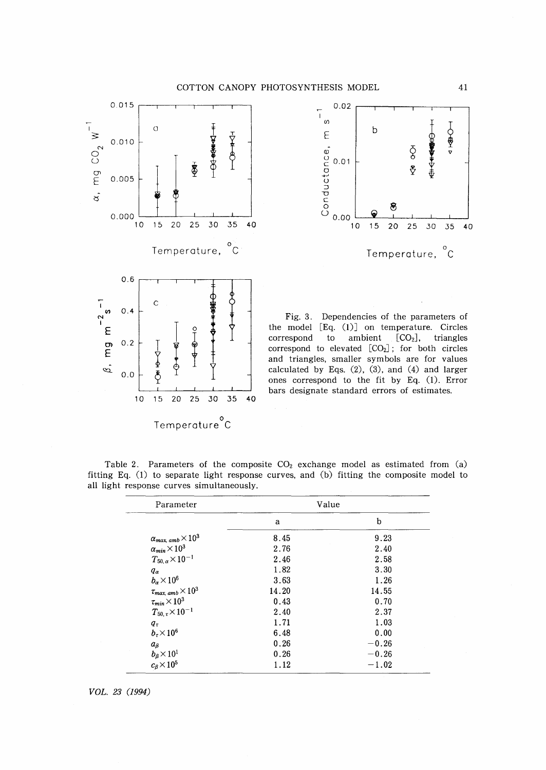Fig. 3. Dependencies of the parameters of the model [Eq. (1)] on temperature. Circles correspond to ambient $[CO_2]$, triangles correspond to elevated $[CO_2]$; for both circles and triangles, smaller symbols are for values calculated by Eqs. (2), (3), and (4) and larger ones correspond to the fit by Eq. (1). Error bars designate standard errors of estimates.

Table 2. Parameters of the composite $CO_2$ exchange model as estimated from (a) fitting Eq. (1) to separate light response curves, and (b) fitting the composite model to all light response curves simultaneously.

| Parameter | Value | |
|---|---|---|
| | a | b |
| $\alpha_{max,\,amb} \times 10^3$ | 8.45 | 9.23 |
| $\alpha_{min} \times 10^3$ | 2.76 | 2.40 |
| $T_{50,\alpha} \times 10^{-1}$ | 2.46 | 2.58 |
| $q_\alpha$ | 1.82 | 3.30 |
| $b_\alpha \times 10^6$ | 3.63 | 1.26 |
| $\tau_{max,\,amb} \times 10^3$ | 14.20 | 14.55 |
| $\tau_{min} \times 10^3$ | 0.43 | 0.70 |
| $T_{50,\tau} \times 10^{-1}$ | 2.40 | 2.37 |
| $q_\tau$ | 1.71 | 1.03 |
| $b_\tau \times 10^6$ | 6.48 | 0.00 |
| $a_\beta$ | 0.26 | −0.26 |
| $b_\beta \times 10^1$ | 0.26 | −0.26 |
| $c_\beta \times 10^5$ | 1.12 | −1.02 |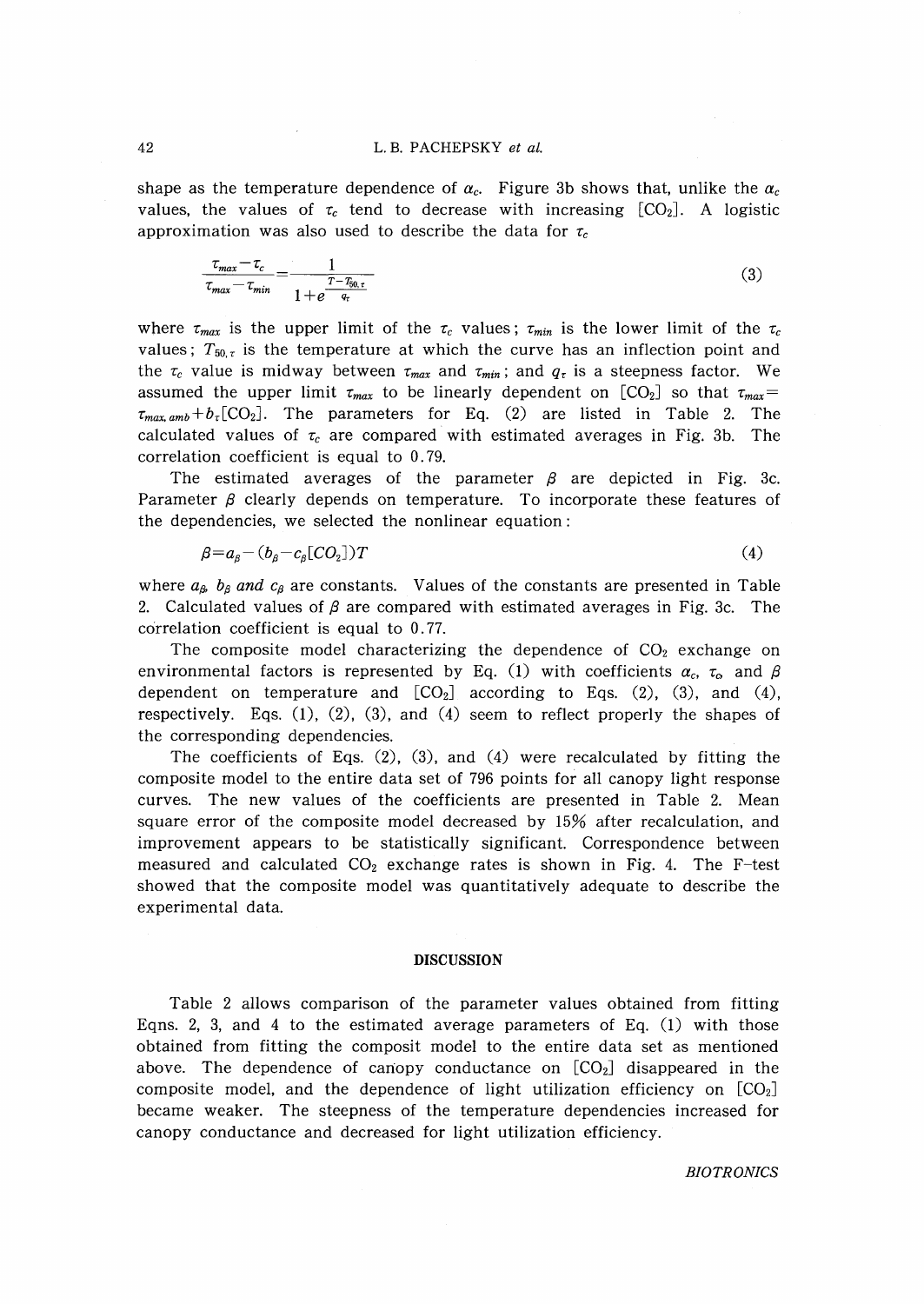shape as the temperature dependence of $\alpha_c$. Figure 3b shows that, unlike the $\alpha_c$ values, the values of $\tau_c$ tend to decrease with increasing $[CO_2]$. A logistic approximation was also used to describe the data for $\tau_c$

$$\frac{\tau_{max}-\tau_c}{\tau_{max}-\tau_{min}}=\frac{1}{1+e^{\frac{T-T_{50,\tau}}{q_\tau}}} \tag{3}$$

where $\tau_{max}$ is the upper limit of the $\tau_c$ values; $\tau_{min}$ is the lower limit of the $\tau_c$ values; $T_{50,\tau}$ is the temperature at which the curve has an inflection point and the $\tau_c$ value is midway between $\tau_{max}$ and $\tau_{min}$; and $q_\tau$ is a steepness factor. We assumed the upper limit $\tau_{max}$ to be linearly dependent on $[CO_2]$ so that $\tau_{max}=\tau_{max,amb}+b_\tau[CO_2]$. The parameters for Eq. (2) are listed in Table 2. The calculated values of $\tau_c$ are compared with estimated averages in Fig. 3b. The correlation coefficient is equal to 0.79.

The estimated averages of the parameter $\beta$ are depicted in Fig. 3c. Parameter $\beta$ clearly depends on temperature. To incorporate these features of the dependencies, we selected the nonlinear equation:

$$\beta=a_\beta-(b_\beta-c_\beta[CO_2])T \tag{4}$$

where $a_\beta$, $b_\beta$ *and* $c_\beta$ are constants. Values of the constants are presented in Table 2. Calculated values of $\beta$ are compared with estimated averages in Fig. 3c. The correlation coefficient is equal to 0.77.

The composite model characterizing the dependence of $CO_2$ exchange on environmental factors is represented by Eq. (1) with coefficients $\alpha_c$, $\tau_c$, and $\beta$ dependent on temperature and $[CO_2]$ according to Eqs. (2), (3), and (4), respectively. Eqs. (1), (2), (3), and (4) seem to reflect properly the shapes of the corresponding dependencies.

The coefficients of Eqs. (2), (3), and (4) were recalculated by fitting the composite model to the entire data set of 796 points for all canopy light response curves. The new values of the coefficients are presented in Table 2. Mean square error of the composite model decreased by 15% after recalculation, and improvement appears to be statistically significant. Correspondence between measured and calculated $CO_2$ exchange rates is shown in Fig. 4. The F-test showed that the composite model was quantitatively adequate to describe the experimental data.

## DISCUSSION

Table 2 allows comparison of the parameter values obtained from fitting Eqns. 2, 3, and 4 to the estimated average parameters of Eq. (1) with those obtained from fitting the composit model to the entire data set as mentioned above. The dependence of canopy conductance on $[CO_2]$ disappeared in the composite model, and the dependence of light utilization efficiency on $[CO_2]$ became weaker. The steepness of the temperature dependencies increased for canopy conductance and decreased for light utilization efficiency.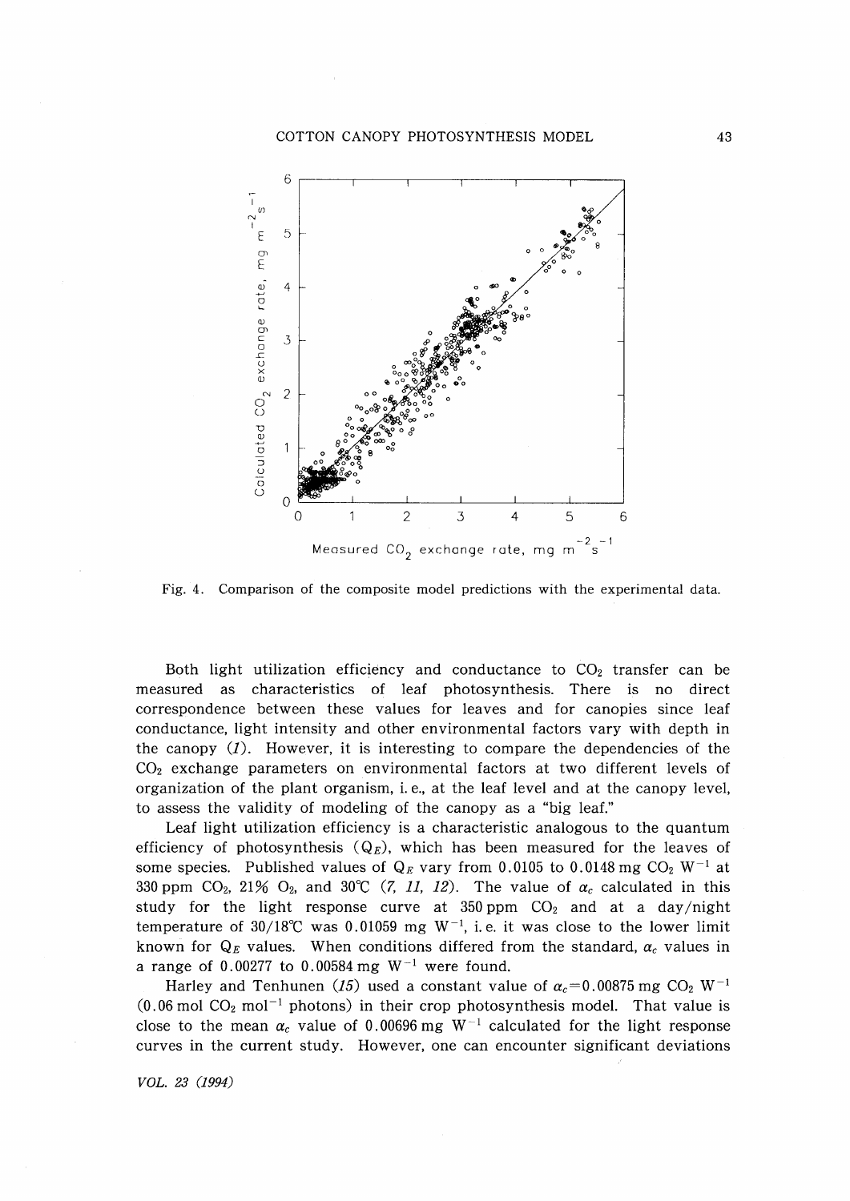Fig. 4. Comparison of the composite model predictions with the experimental data.

Both light utilization efficiency and conductance to $CO_2$ transfer can be measured as characteristics of leaf photosynthesis. There is no direct correspondence between these values for leaves and for canopies since leaf conductance, light intensity and other environmental factors vary with depth in the canopy (*1*). However, it is interesting to compare the dependencies of the $CO_2$ exchange parameters on environmental factors at two different levels of organization of the plant organism, i.e., at the leaf level and at the canopy level, to assess the validity of modeling of the canopy as a "big leaf."

Leaf light utilization efficiency is a characteristic analogous to the quantum efficiency of photosynthesis ($Q_E$), which has been measured for the leaves of some species. Published values of $Q_E$ vary from 0.0105 to 0.0148 mg $CO_2$ $W^{-1}$ at 330 ppm $CO_2$, 21% $O_2$, and 30℃ (*7, 11, 12*). The value of $\alpha_c$ calculated in this study for the light response curve at 350 ppm $CO_2$ and at a day/night temperature of 30/18℃ was 0.01059 mg $W^{-1}$, i.e. it was close to the lower limit known for $Q_E$ values. When conditions differed from the standard, $\alpha_c$ values in a range of 0.00277 to 0.00584 mg $W^{-1}$ were found.

Harley and Tenhunen (*15*) used a constant value of $\alpha_c$=0.00875 mg $CO_2$ $W^{-1}$ (0.06 mol $CO_2$ $mol^{-1}$ photons) in their crop photosynthesis model. That value is close to the mean $\alpha_c$ value of 0.00696 mg $W^{-1}$ calculated for the light response curves in the current study. However, one can encounter significant deviations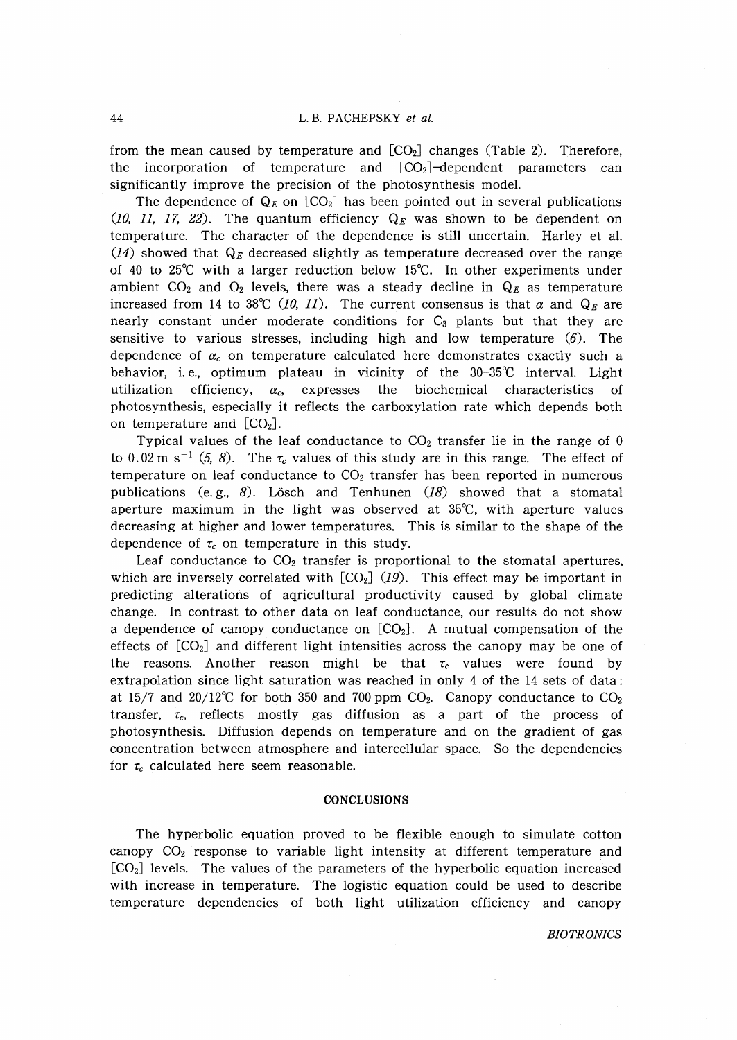from the mean caused by temperature and $[CO_2]$ changes (Table 2). Therefore, the incorporation of temperature and $[CO_2]$-dependent parameters can significantly improve the precision of the photosynthesis model.

The dependence of $Q_E$ on $[CO_2]$ has been pointed out in several publications (*10, 11, 17, 22*). The quantum efficiency $Q_E$ was shown to be dependent on temperature. The character of the dependence is still uncertain. Harley et al. (*14*) showed that $Q_E$ decreased slightly as temperature decreased over the range of 40 to 25°C with a larger reduction below 15°C. In other experiments under ambient $CO_2$ and $O_2$ levels, there was a steady decline in $Q_E$ as temperature increased from 14 to 38°C (*10, 11*). The current consensus is that $\alpha$ and $Q_E$ are nearly constant under moderate conditions for $C_3$ plants but that they are sensitive to various stresses, including high and low temperature (*6*). The dependence of $\alpha_c$ on temperature calculated here demonstrates exactly such a behavior, i.e., optimum plateau in vicinity of the 30–35°C interval. Light utilization efficiency, $\alpha_c$, expresses the biochemical characteristics of photosynthesis, especially it reflects the carboxylation rate which depends both on temperature and $[CO_2]$.

Typical values of the leaf conductance to $CO_2$ transfer lie in the range of 0 to 0.02 m $s^{-1}$ (*5, 8*). The $\tau_c$ values of this study are in this range. The effect of temperature on leaf conductance to $CO_2$ transfer has been reported in numerous publications (e.g., *8*). Lösch and Tenhunen (*18*) showed that a stomatal aperture maximum in the light was observed at 35°C, with aperture values decreasing at higher and lower temperatures. This is similar to the shape of the dependence of $\tau_c$ on temperature in this study.

Leaf conductance to $CO_2$ transfer is proportional to the stomatal apertures, which are inversely correlated with $[CO_2]$ (*19*). This effect may be important in predicting alterations of aqricultural productivity caused by global climate change. In contrast to other data on leaf conductance, our results do not show a dependence of canopy conductance on $[CO_2]$. A mutual compensation of the effects of $[CO_2]$ and different light intensities across the canopy may be one of the reasons. Another reason might be that $\tau_c$ values were found by extrapolation since light saturation was reached in only 4 of the 14 sets of data: at 15/7 and 20/12°C for both 350 and 700 ppm $CO_2$. Canopy conductance to $CO_2$ transfer, $\tau_c$, reflects mostly gas diffusion as a part of the process of photosynthesis. Diffusion depends on temperature and on the gradient of gas concentration between atmosphere and intercellular space. So the dependencies for $\tau_c$ calculated here seem reasonable.

## CONCLUSIONS

The hyperbolic equation proved to be flexible enough to simulate cotton canopy $CO_2$ response to variable light intensity at different temperature and $[CO_2]$ levels. The values of the parameters of the hyperbolic equation increased with increase in temperature. The logistic equation could be used to describe temperature dependencies of both light utilization efficiency and canopy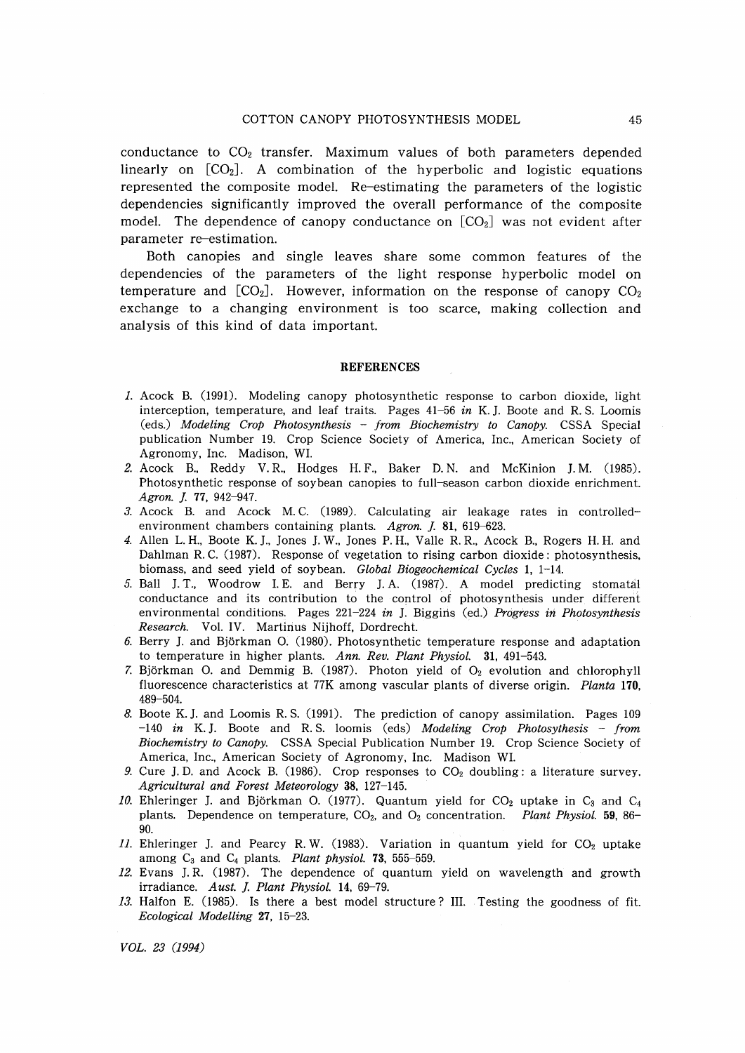conductance to $CO_2$ transfer. Maximum values of both parameters depended linearly on $[CO_2]$. A combination of the hyperbolic and logistic equations represented the composite model. Re-estimating the parameters of the logistic dependencies significantly improved the overall performance of the composite model. The dependence of canopy conductance on $[CO_2]$ was not evident after parameter re-estimation.

Both canopies and single leaves share some common features of the dependencies of the parameters of the light response hyperbolic model on temperature and $[CO_2]$. However, information on the response of canopy $CO_2$ exchange to a changing environment is too scarce, making collection and analysis of this kind of data important.

## REFERENCES

1. Acock B. (1991). Modeling canopy photosynthetic response to carbon dioxide, light interception, temperature, and leaf traits. Pages 41–56 *in* K. J. Boote and R. S. Loomis (eds.) *Modeling Crop Photosynthesis – from Biochemistry to Canopy.* CSSA Special publication Number 19. Crop Science Society of America, Inc., American Society of Agronomy, Inc. Madison, WI.
2. Acock B., Reddy V. R., Hodges H. F., Baker D. N. and McKinion J. M. (1985). Photosynthetic response of soybean canopies to full-season carbon dioxide enrichment. *Agron. J.* **77**, 942–947.
3. Acock B. and Acock M. C. (1989). Calculating air leakage rates in controlled-environment chambers containing plants. *Agron. J.* **81**, 619–623.
4. Allen L. H., Boote K. J., Jones J. W., Jones P. H., Valle R. R., Acock B., Rogers H. H. and Dahlman R. C. (1987). Response of vegetation to rising carbon dioxide: photosynthesis, biomass, and seed yield of soybean. *Global Biogeochemical Cycles* **1**, 1–14.
5. Ball J. T., Woodrow I. E. and Berry J. A. (1987). A model predicting stomatal conductance and its contribution to the control of photosynthesis under different environmental conditions. Pages 221–224 *in* J. Biggins (ed.) *Progress in Photosynthesis Research.* Vol. IV. Martinus Nijhoff, Dordrecht.
6. Berry J. and Björkman O. (1980). Photosynthetic temperature response and adaptation to temperature in higher plants. *Ann. Rev. Plant Physiol.* **31**, 491–543.
7. Björkman O. and Demmig B. (1987). Photon yield of $O_2$ evolution and chlorophyll fluorescence characteristics at 77K among vascular plants of diverse origin. *Planta* **170**, 489–504.
8. Boote K. J. and Loomis R. S. (1991). The prediction of canopy assimilation. Pages 109–140 *in* K. J. Boote and R. S. loomis (eds) *Modeling Crop Photosythesis – from Biochemistry to Canopy.* CSSA Special Publication Number 19. Crop Science Society of America, Inc., American Society of Agronomy, Inc. Madison WI.
9. Cure J. D. and Acock B. (1986). Crop responses to $CO_2$ doubling: a literature survey. *Agricultural and Forest Meteorology* **38**, 127–145.
10. Ehleringer J. and Björkman O. (1977). Quantum yield for $CO_2$ uptake in $C_3$ and $C_4$ plants. Dependence on temperature, $CO_2$, and $O_2$ concentration. *Plant Physiol.* **59**, 86–90.
11. Ehleringer J. and Pearcy R. W. (1983). Variation in quantum yield for $CO_2$ uptake among $C_3$ and $C_4$ plants. *Plant physiol.* **73**, 555–559.
12. Evans J. R. (1987). The dependence of quantum yield on wavelength and growth irradiance. *Aust. J. Plant Physiol.* **14**, 69–79.
13. Halfon E. (1985). Is there a best model structure? III. Testing the goodness of fit. *Ecological Modelling* **27**, 15–23.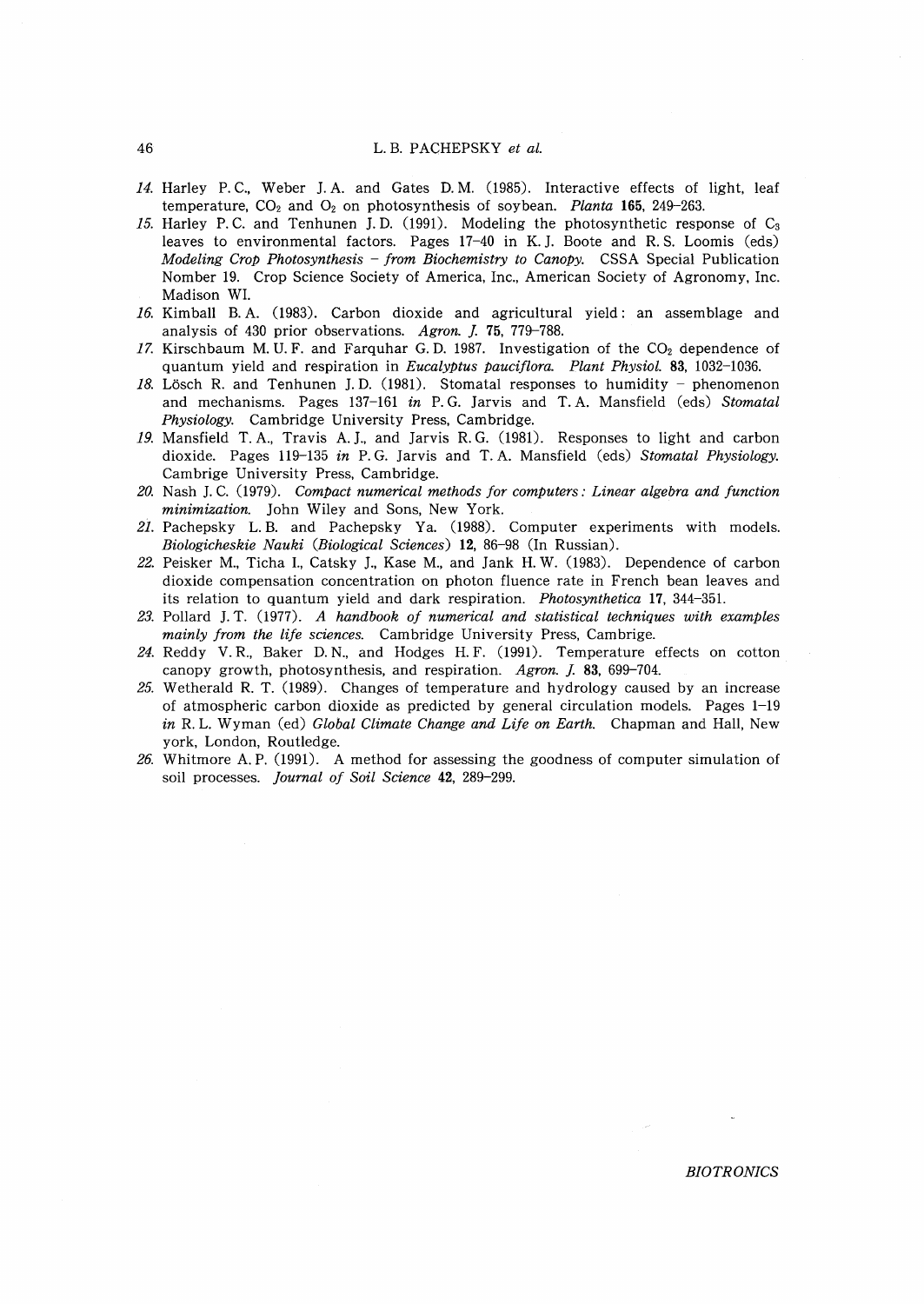14. Harley P.C., Weber J.A. and Gates D.M. (1985). Interactive effects of light, leaf temperature, $CO_2$ and $O_2$ on photosynthesis of soybean. *Planta* **165**, 249–263.
15. Harley P.C. and Tenhunen J.D. (1991). Modeling the photosynthetic response of $C_3$ leaves to environmental factors. Pages 17–40 in K.J. Boote and R.S. Loomis (eds) *Modeling Crop Photosynthesis – from Biochemistry to Canopy.* CSSA Special Publication Nomber 19. Crop Science Society of America, Inc., American Society of Agronomy, Inc. Madison WI.
16. Kimball B.A. (1983). Carbon dioxide and agricultural yield: an assemblage and analysis of 430 prior observations. *Agron. J.* **75**, 779–788.
17. Kirschbaum M.U.F. and Farquhar G.D. 1987. Investigation of the $CO_2$ dependence of quantum yield and respiration in *Eucalyptus pauciflora.* *Plant Physiol.* **83**, 1032–1036.
18. Lösch R. and Tenhunen J.D. (1981). Stomatal responses to humidity – phenomenon and mechanisms. Pages 137–161 *in* P.G. Jarvis and T.A. Mansfield (eds) *Stomatal Physiology.* Cambridge University Press, Cambridge.
19. Mansfield T.A., Travis A.J., and Jarvis R.G. (1981). Responses to light and carbon dioxide. Pages 119–135 *in* P.G. Jarvis and T.A. Mansfield (eds) *Stomatal Physiology.* Cambrige University Press, Cambridge.
20. Nash J.C. (1979). *Compact numerical methods for computers: Linear algebra and function minimization.* John Wiley and Sons, New York.
21. Pachepsky L.B. and Pachepsky Ya. (1988). Computer experiments with models. *Biologicheskie Nauki (Biological Sciences)* **12**, 86–98 (In Russian).
22. Peisker M., Ticha I., Catsky J., Kase M., and Jank H.W. (1983). Dependence of carbon dioxide compensation concentration on photon fluence rate in French bean leaves and its relation to quantum yield and dark respiration. *Photosynthetica* **17**, 344–351.
23. Pollard J.T. (1977). *A handbook of numerical and statistical techniques with examples mainly from the life sciences.* Cambridge University Press, Cambrige.
24. Reddy V.R., Baker D.N., and Hodges H.F. (1991). Temperature effects on cotton canopy growth, photosynthesis, and respiration. *Agron. J.* **83**, 699–704.
25. Wetherald R. T. (1989). Changes of temperature and hydrology caused by an increase of atmospheric carbon dioxide as predicted by general circulation models. Pages 1–19 *in* R.L. Wyman (ed) *Global Climate Change and Life on Earth.* Chapman and Hall, New york, London, Routledge.
26. Whitmore A.P. (1991). A method for assessing the goodness of computer simulation of soil processes. *Journal of Soil Science* **42**, 289–299.